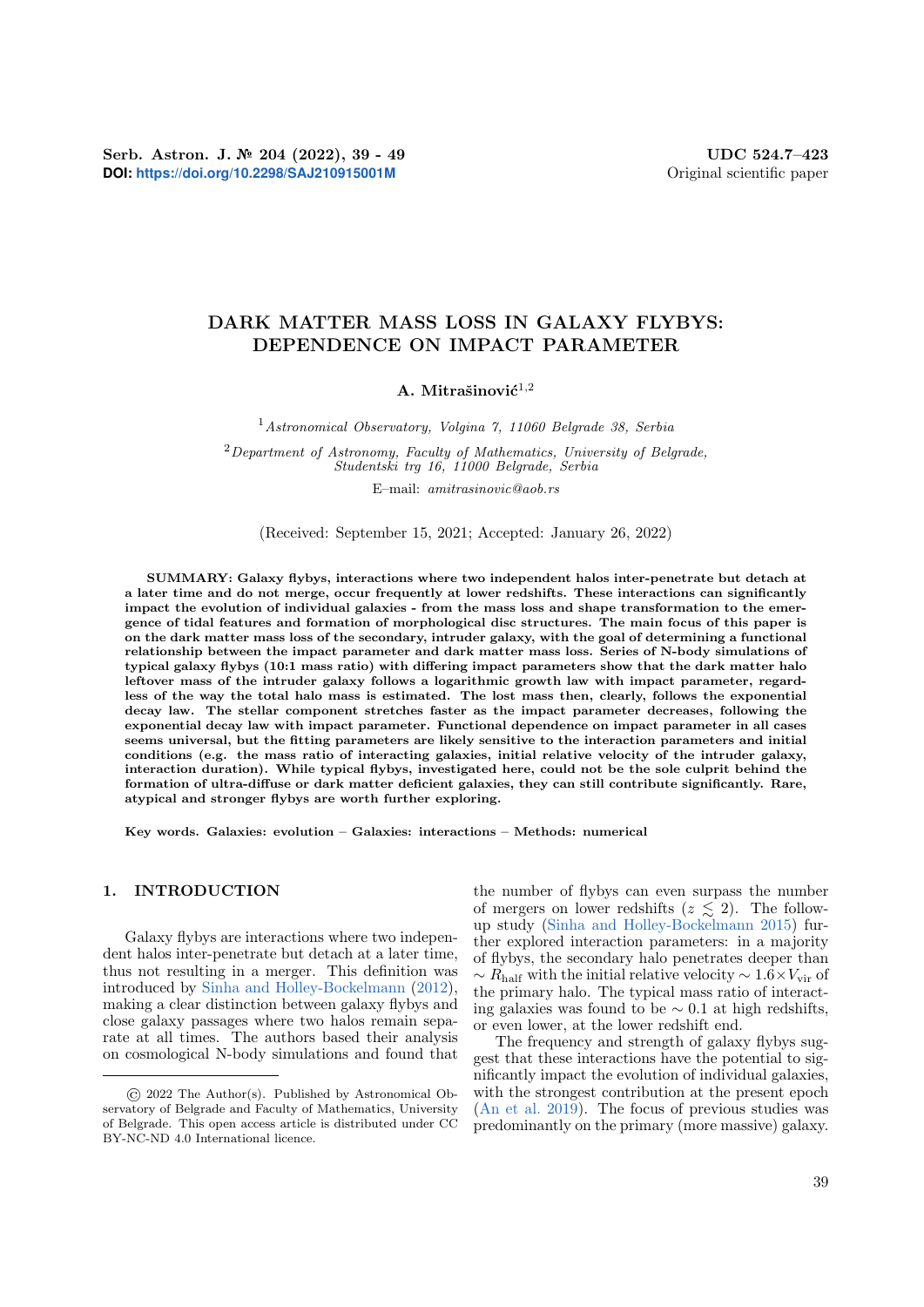**DOI: https://doi.org/10.2298/SAJ210915001M**

UDC 524.7–423
Original scientific paper

# DARK MATTER MASS LOSS IN GALAXY FLYBYS: DEPENDENCE ON IMPACT PARAMETER

**A. Mitrašinović**[1,2]

[1] *Astronomical Observatory, Volgina 7, 11060 Belgrade 38, Serbia*

[2] *Department of Astronomy, Faculty of Mathematics, University of Belgrade, Studentski trg 16, 11000 Belgrade, Serbia*

E–mail: *amitrasinovic@aob.rs*

(Received: September 15, 2021; Accepted: January 26, 2022)

**SUMMARY: Galaxy flybys, interactions where two independent halos inter-penetrate but detach at a later time and do not merge, occur frequently at lower redshifts. These interactions can significantly impact the evolution of individual galaxies - from the mass loss and shape transformation to the emergence of tidal features and formation of morphological disc structures. The main focus of this paper is on the dark matter mass loss of the secondary, intruder galaxy, with the goal of determining a functional relationship between the impact parameter and dark matter mass loss. Series of N-body simulations of typical galaxy flybys (10:1 mass ratio) with differing impact parameters show that the dark matter halo leftover mass of the intruder galaxy follows a logarithmic growth law with impact parameter, regardless of the way the total halo mass is estimated. The lost mass then, clearly, follows the exponential decay law. The stellar component stretches faster as the impact parameter decreases, following the exponential decay law with impact parameter. Functional dependence on impact parameter in all cases seems universal, but the fitting parameters are likely sensitive to the interaction parameters and initial conditions (e.g. the mass ratio of interacting galaxies, initial relative velocity of the intruder galaxy, interaction duration). While typical flybys, investigated here, could not be the sole culprit behind the formation of ultra-diffuse or dark matter deficient galaxies, they can still contribute significantly. Rare, atypical and stronger flybys are worth further exploring.**

**Key words. Galaxies: evolution – Galaxies: interactions – Methods: numerical**

## 1. INTRODUCTION

Galaxy flybys are interactions where two independent halos inter-penetrate but detach at a later time, thus not resulting in a merger. This definition was introduced by Sinha and Holley-Bockelmann (2012), making a clear distinction between galaxy flybys and close galaxy passages where two halos remain separate at all times. The authors based their analysis on cosmological N-body simulations and found that the number of flybys can even surpass the number of mergers on lower redshifts ($z \lesssim 2$). The follow-up study (Sinha and Holley-Bockelmann 2015) further explored interaction parameters: in a majority of flybys, the secondary halo penetrates deeper than $\sim R_{\mathrm{half}}$ with the initial relative velocity $\sim 1.6 \times V_{\mathrm{vir}}$ of the primary halo. The typical mass ratio of interacting galaxies was found to be $\sim 0.1$ at high redshifts, or even lower, at the lower redshift end.

The frequency and strength of galaxy flybys suggest that these interactions have the potential to significantly impact the evolution of individual galaxies, with the strongest contribution at the present epoch (An et al. 2019). The focus of previous studies was predominantly on the primary (more massive) galaxy.

---

© 2022 The Author(s). Published by Astronomical Observatory of Belgrade and Faculty of Mathematics, University of Belgrade. This open access article is distributed under CC BY-NC-ND 4.0 International licence.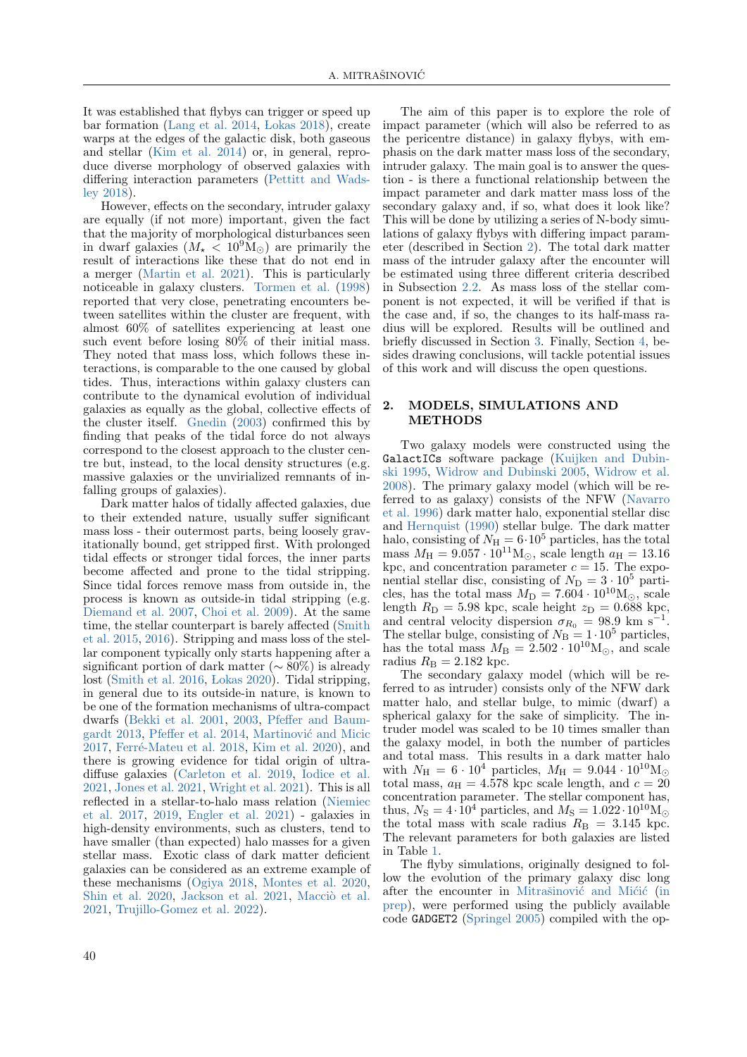It was established that flybys can trigger or speed up bar formation (Lang et al. 2014, Łokas 2018), create warps at the edges of the galactic disk, both gaseous and stellar (Kim et al. 2014) or, in general, reproduce diverse morphology of observed galaxies with differing interaction parameters (Pettitt and Wadsley 2018).

However, effects on the secondary, intruder galaxy are equally (if not more) important, given the fact that the majority of morphological disturbances seen in dwarf galaxies ($M_\star < 10^9 \mathrm{M}_\odot$) are primarily the result of interactions like these that do not end in a merger (Martin et al. 2021). This is particularly noticeable in galaxy clusters. Tormen et al. (1998) reported that very close, penetrating encounters between satellites within the cluster are frequent, with almost 60% of satellites experiencing at least one such event before losing 80% of their initial mass. They noted that mass loss, which follows these interactions, is comparable to the one caused by global tides. Thus, interactions within galaxy clusters can contribute to the dynamical evolution of individual galaxies as equally as the global, collective effects of the cluster itself. Gnedin (2003) confirmed this by finding that peaks of the tidal force do not always correspond to the closest approach to the cluster centre but, instead, to the local density structures (e.g. massive galaxies or the unvirialized remnants of infalling groups of galaxies).

Dark matter halos of tidally affected galaxies, due to their extended nature, usually suffer significant mass loss - their outermost parts, being loosely gravitationally bound, get stripped first. With prolonged tidal effects or stronger tidal forces, the inner parts become affected and prone to the tidal stripping. Since tidal forces remove mass from outside in, the process is known as outside-in tidal stripping (e.g. Diemand et al. 2007, Choi et al. 2009). At the same time, the stellar counterpart is barely affected (Smith et al. 2015, 2016). Stripping and mass loss of the stellar component typically only starts happening after a significant portion of dark matter ($\sim 80\%$) is already lost (Smith et al. 2016, Łokas 2020). Tidal stripping, in general due to its outside-in nature, is known to be one of the formation mechanisms of ultra-compact dwarfs (Bekki et al. 2001, 2003, Pfeffer and Baumgardt 2013, Pfeffer et al. 2014, Martinović and Micic 2017, Ferré-Mateu et al. 2018, Kim et al. 2020), and there is growing evidence for tidal origin of ultra-diffuse galaxies (Carleton et al. 2019, Iodice et al. 2021, Jones et al. 2021, Wright et al. 2021). This is all reflected in a stellar-to-halo mass relation (Niemiec et al. 2017, 2019, Engler et al. 2021) - galaxies in high-density environments, such as clusters, tend to have smaller (than expected) halo masses for a given stellar mass. Exotic class of dark matter deficient galaxies can be considered as an extreme example of these mechanisms (Ogiya 2018, Montes et al. 2020, Shin et al. 2020, Jackson et al. 2021, Macciò et al. 2021, Trujillo-Gomez et al. 2022).

The aim of this paper is to explore the role of impact parameter (which will also be referred to as the pericentre distance) in galaxy flybys, with emphasis on the dark matter mass loss of the secondary, intruder galaxy. The main goal is to answer the question - is there a functional relationship between the impact parameter and dark matter mass loss of the secondary galaxy and, if so, what does it look like? This will be done by utilizing a series of N-body simulations of galaxy flybys with differing impact parameter (described in Section 2). The total dark matter mass of the intruder galaxy after the encounter will be estimated using three different criteria described in Subsection 2.2. As mass loss of the stellar component is not expected, it will be verified if that is the case and, if so, the changes to its half-mass radius will be explored. Results will be outlined and briefly discussed in Section 3. Finally, Section 4, besides drawing conclusions, will tackle potential issues of this work and will discuss the open questions.

## 2. MODELS, SIMULATIONS AND METHODS

Two galaxy models were constructed using the GalactICs software package (Kuijken and Dubinski 1995, Widrow and Dubinski 2005, Widrow et al. 2008). The primary galaxy model (which will be referred to as galaxy) consists of the NFW (Navarro et al. 1996) dark matter halo, exponential stellar disc and Hernquist (1990) stellar bulge. The dark matter halo, consisting of $N_\mathrm{H} = 6 \cdot 10^5$ particles, has the total mass $M_\mathrm{H} = 9.057 \cdot 10^{11} \mathrm{M}_\odot$, scale length $a_\mathrm{H} = 13.16$ kpc, and concentration parameter $c = 15$. The exponential stellar disc, consisting of $N_\mathrm{D} = 3 \cdot 10^5$ particles, has the total mass $M_\mathrm{D} = 7.604 \cdot 10^{10} \mathrm{M}_\odot$, scale length $R_\mathrm{D} = 5.98$ kpc, scale height $z_\mathrm{D} = 0.688$ kpc, and central velocity dispersion $\sigma_{R_0} = 98.9$ km s$^{-1}$. The stellar bulge, consisting of $N_\mathrm{B} = 1 \cdot 10^5$ particles, has the total mass $M_\mathrm{B} = 2.502 \cdot 10^{10} \mathrm{M}_\odot$, and scale radius $R_\mathrm{B} = 2.182$ kpc.

The secondary galaxy model (which will be referred to as intruder) consists only of the NFW dark matter halo, and stellar bulge, to mimic (dwarf) a spherical galaxy for the sake of simplicity. The intruder model was scaled to be 10 times smaller than the galaxy model, in both the number of particles and total mass. This results in a dark matter halo with $N_\mathrm{H} = 6 \cdot 10^4$ particles, $M_\mathrm{H} = 9.044 \cdot 10^{10} \mathrm{M}_\odot$ total mass, $a_\mathrm{H} = 4.578$ kpc scale length, and $c = 20$ concentration parameter. The stellar component has, thus, $N_\mathrm{S} = 4 \cdot 10^4$ particles, and $M_\mathrm{S} = 1.022 \cdot 10^{10} \mathrm{M}_\odot$ the total mass with scale radius $R_\mathrm{B} = 3.145$ kpc. The relevant parameters for both galaxies are listed in Table 1.

The flyby simulations, originally designed to follow the evolution of the primary galaxy disc long after the encounter in Mitrašinović and Mićić (in prep), were performed using the publicly available code GADGET2 (Springel 2005) compiled with the op-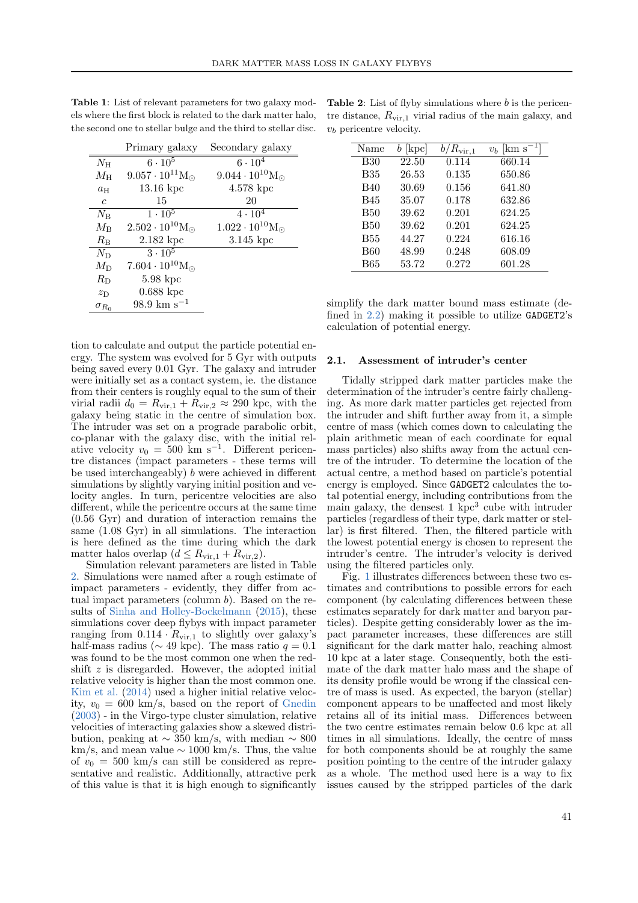**Table 1**: List of relevant parameters for two galaxy models where the first block is related to the dark matter halo, the second one to stellar bulge and the third to stellar disc.

| | Primary galaxy | Secondary galaxy |
|---|---|---|
| $N_{\rm H}$ | $6 \cdot 10^5$ | $6 \cdot 10^4$ |
| $M_{\rm H}$ | $9.057 \cdot 10^{11} {\rm M}_\odot$ | $9.044 \cdot 10^{10} {\rm M}_\odot$ |
| $a_{\rm H}$ | 13.16 kpc | 4.578 kpc |
| $c$ | 15 | 20 |
| $N_{\rm B}$ | $1 \cdot 10^5$ | $4 \cdot 10^4$ |
| $M_{\rm B}$ | $2.502 \cdot 10^{10} {\rm M}_\odot$ | $1.022 \cdot 10^{10} {\rm M}_\odot$ |
| $R_{\rm B}$ | 2.182 kpc | 3.145 kpc |
| $N_{\rm D}$ | $3 \cdot 10^5$ | |
| $M_{\rm D}$ | $7.604 \cdot 10^{10} {\rm M}_\odot$ | |
| $R_{\rm D}$ | 5.98 kpc | |
| $z_{\rm D}$ | 0.688 kpc | |
| $\sigma_{R_0}$ | 98.9 km s$^{-1}$ | |

tion to calculate and output the particle potential energy. The system was evolved for 5 Gyr with outputs being saved every 0.01 Gyr. The galaxy and intruder were initially set as a contact system, ie. the distance from their centers is roughly equal to the sum of their virial radii $d_0 = R_{\rm vir,1} + R_{\rm vir,2} \approx 290$ kpc, with the galaxy being static in the centre of simulation box. The intruder was set on a prograde parabolic orbit, co-planar with the galaxy disc, with the initial relative velocity $v_0 = 500$ km s$^{-1}$. Different pericentre distances (impact parameters - these terms will be used interchangeably) $b$ were achieved in different simulations by slightly varying initial position and velocity angles. In turn, pericentre velocities are also different, while the pericentre occurs at the same time (0.56 Gyr) and duration of interaction remains the same (1.08 Gyr) in all simulations. The interaction is here defined as the time during which the dark matter halos overlap ($d \leq R_{\rm vir,1} + R_{\rm vir,2}$).

Simulation relevant parameters are listed in Table 2. Simulations were named after a rough estimate of impact parameters - evidently, they differ from actual impact parameters (column $b$). Based on the results of Sinha and Holley-Bockelmann (2015), these simulations cover deep flybys with impact parameter ranging from $0.114 \cdot R_{\rm vir,1}$ to slightly over galaxy's half-mass radius ($\sim 49$ kpc). The mass ratio $q = 0.1$ was found to be the most common one when the redshift $z$ is disregarded. However, the adopted initial relative velocity is higher than the most common one. Kim et al. (2014) used a higher initial relative velocity, $v_0 = 600$ km/s, based on the report of Gnedin (2003) - in the Virgo-type cluster simulation, relative velocities of interacting galaxies show a skewed distribution, peaking at $\sim 350$ km/s, with median $\sim 800$ km/s, and mean value $\sim 1000$ km/s. Thus, the value of $v_0 = 500$ km/s can still be considered as representative and realistic. Additionally, attractive perk of this value is that it is high enough to significantly

**Table 2**: List of flyby simulations where $b$ is the pericentre distance, $R_{\rm vir,1}$ virial radius of the main galaxy, and $v_b$ pericentre velocity.

| Name | $b$ [kpc] | $b/R_{\rm vir,1}$ | $v_b$ [km s$^{-1}$] |
|---|---|---|---|
| B30 | 22.50 | 0.114 | 660.14 |
| B35 | 26.53 | 0.135 | 650.86 |
| B40 | 30.69 | 0.156 | 641.80 |
| B45 | 35.07 | 0.178 | 632.86 |
| B50 | 39.62 | 0.201 | 624.25 |
| B50 | 39.62 | 0.201 | 624.25 |
| B55 | 44.27 | 0.224 | 616.16 |
| B60 | 48.99 | 0.248 | 608.09 |
| B65 | 53.72 | 0.272 | 601.28 |

simplify the dark matter bound mass estimate (defined in 2.2) making it possible to utilize GADGET2's calculation of potential energy.

### 2.1. Assessment of intruder's center

Tidally stripped dark matter particles make the determination of the intruder's centre fairly challenging. As more dark matter particles get rejected from the intruder and shift further away from it, a simple centre of mass (which comes down to calculating the plain arithmetic mean of each coordinate for equal mass particles) also shifts away from the actual centre of the intruder. To determine the location of the actual centre, a method based on particle's potential energy is employed. Since GADGET2 calculates the total potential energy, including contributions from the main galaxy, the densest 1 kpc$^3$ cube with intruder particles (regardless of their type, dark matter or stellar) is first filtered. Then, the filtered particle with the lowest potential energy is chosen to represent the intruder's centre. The intruder's velocity is derived using the filtered particles only.

Fig. 1 illustrates differences between these two estimates and contributions to possible errors for each component (by calculating differences between these estimates separately for dark matter and baryon particles). Despite getting considerably lower as the impact parameter increases, these differences are still significant for the dark matter halo, reaching almost 10 kpc at a later stage. Consequently, both the estimate of the dark matter halo mass and the shape of its density profile would be wrong if the classical centre of mass is used. As expected, the baryon (stellar) component appears to be unaffected and most likely retains all of its initial mass. Differences between the two centre estimates remain below 0.6 kpc at all times in all simulations. Ideally, the centre of mass for both components should be at roughly the same position pointing to the centre of the intruder galaxy as a whole. The method used here is a way to fix issues caused by the stripped particles of the dark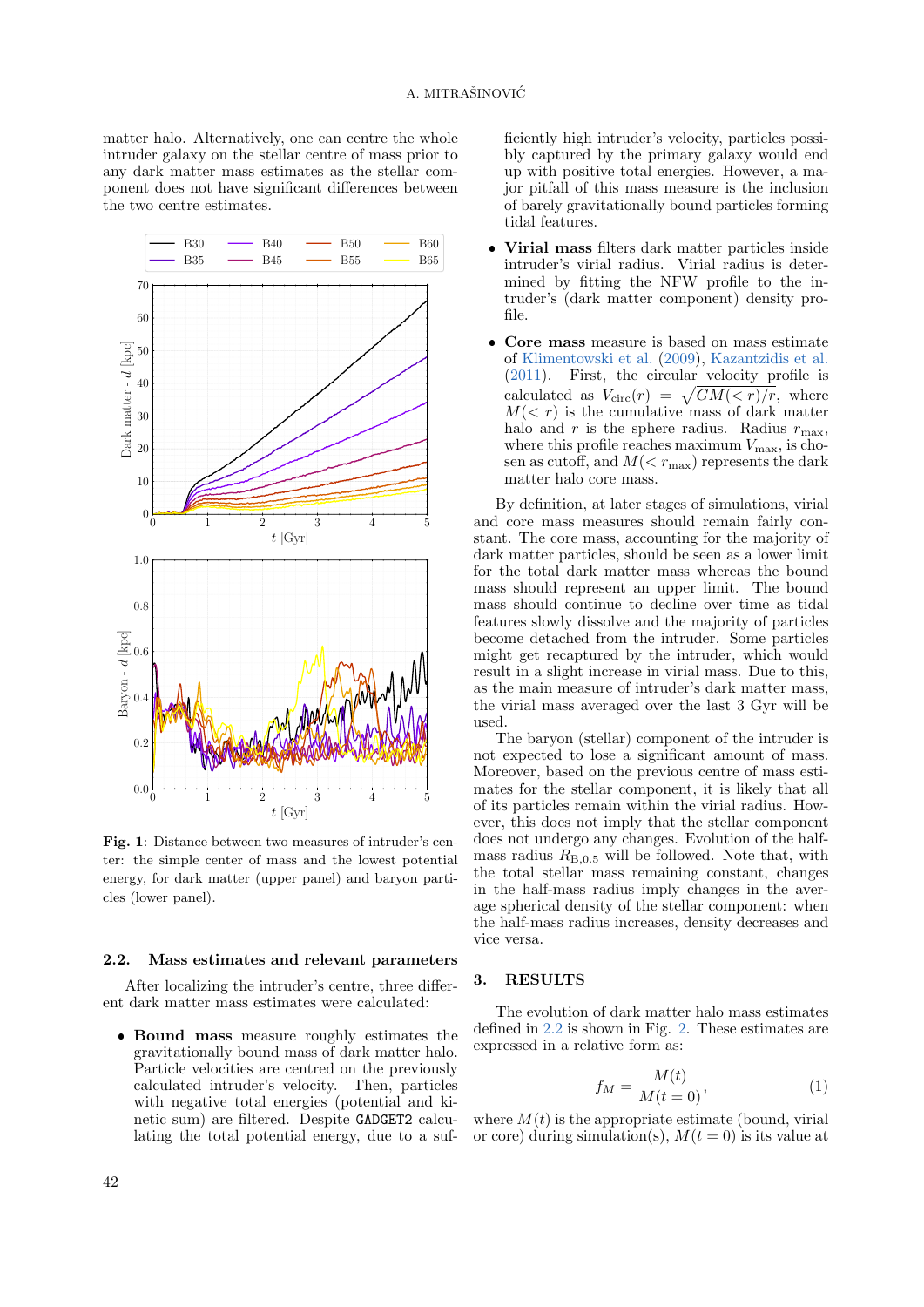matter halo. Alternatively, one can centre the whole intruder galaxy on the stellar centre of mass prior to any dark matter mass estimates as the stellar component does not have significant differences between the two centre estimates.

**Fig. 1**: Distance between two measures of intruder's center: the simple center of mass and the lowest potential energy, for dark matter (upper panel) and baryon particles (lower panel).

### 2.2. Mass estimates and relevant parameters

After localizing the intruder's centre, three different dark matter mass estimates were calculated:

- **Bound mass** measure roughly estimates the gravitationally bound mass of dark matter halo. Particle velocities are centred on the previously calculated intruder's velocity. Then, particles with negative total energies (potential and kinetic sum) are filtered. Despite `GADGET2` calculating the total potential energy, due to a sufficiently high intruder's velocity, particles possibly captured by the primary galaxy would end up with positive total energies. However, a major pitfall of this mass measure is the inclusion of barely gravitationally bound particles forming tidal features.
- **Virial mass** filters dark matter particles inside intruder's virial radius. Virial radius is determined by fitting the NFW profile to the intruder's (dark matter component) density profile.
- **Core mass** measure is based on mass estimate of Klimentowski et al. (2009), Kazantzidis et al. (2011). First, the circular velocity profile is calculated as $V_{\rm circ}(r) = \sqrt{GM(<r)/r}$, where $M(<r)$ is the cumulative mass of dark matter halo and $r$ is the sphere radius. Radius $r_{\rm max}$, where this profile reaches maximum $V_{\rm max}$, is chosen as cutoff, and $M(<r_{\rm max})$ represents the dark matter halo core mass.

By definition, at later stages of simulations, virial and core mass measures should remain fairly constant. The core mass, accounting for the majority of dark matter particles, should be seen as a lower limit for the total dark matter mass whereas the bound mass should represent an upper limit. The bound mass should continue to decline over time as tidal features slowly dissolve and the majority of particles become detached from the intruder. Some particles might get recaptured by the intruder, which would result in a slight increase in virial mass. Due to this, as the main measure of intruder's dark matter mass, the virial mass averaged over the last 3 Gyr will be used.

The baryon (stellar) component of the intruder is not expected to lose a significant amount of mass. Moreover, based on the previous centre of mass estimates for the stellar component, it is likely that all of its particles remain within the virial radius. However, this does not imply that the stellar component does not undergo any changes. Evolution of the half-mass radius $R_{\rm B,0.5}$ will be followed. Note that, with the total stellar mass remaining constant, changes in the half-mass radius imply changes in the average spherical density of the stellar component: when the half-mass radius increases, density decreases and vice versa.

## 3. RESULTS

The evolution of dark matter halo mass estimates defined in 2.2 is shown in Fig. 2. These estimates are expressed in a relative form as:

$$f_M = \frac{M(t)}{M(t=0)}, \tag{1}$$

where $M(t)$ is the appropriate estimate (bound, virial or core) during simulation(s), $M(t=0)$ is its value at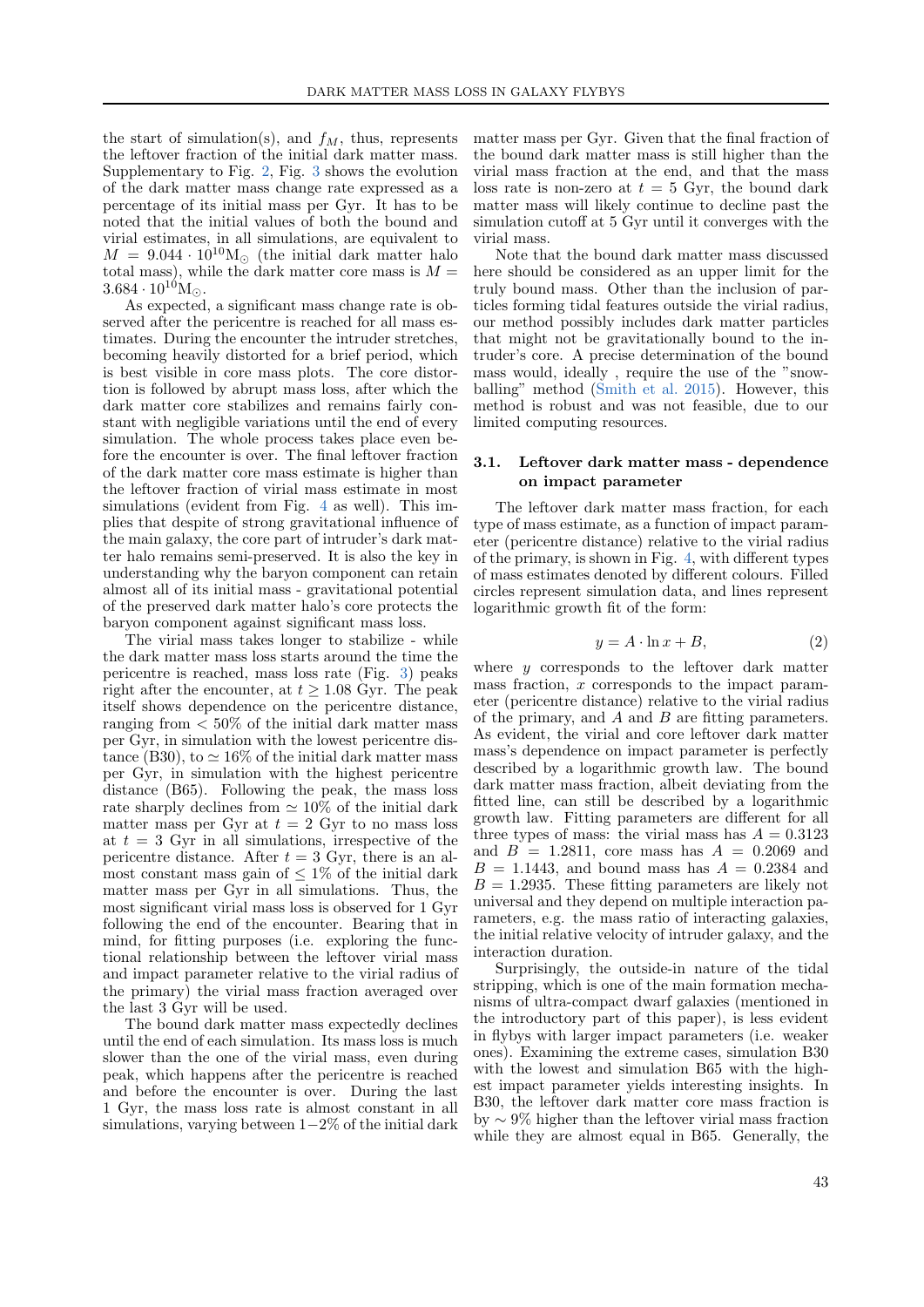the start of simulation(s), and $f_M$, thus, represents the leftover fraction of the initial dark matter mass. Supplementary to Fig. 2, Fig. 3 shows the evolution of the dark matter mass change rate expressed as a percentage of its initial mass per Gyr. It has to be noted that the initial values of both the bound and virial estimates, in all simulations, are equivalent to $M = 9.044 \cdot 10^{10} M_{\odot}$ (the initial dark matter halo total mass), while the dark matter core mass is $M = 3.684 \cdot 10^{10} M_{\odot}$.

As expected, a significant mass change rate is observed after the pericentre is reached for all mass estimates. During the encounter the intruder stretches, becoming heavily distorted for a brief period, which is best visible in core mass plots. The core distortion is followed by abrupt mass loss, after which the dark matter core stabilizes and remains fairly constant with negligible variations until the end of every simulation. The whole process takes place even before the encounter is over. The final leftover fraction of the dark matter core mass estimate is higher than the leftover fraction of virial mass estimate in most simulations (evident from Fig. 4 as well). This implies that despite of strong gravitational influence of the main galaxy, the core part of intruder's dark matter halo remains semi-preserved. It is also the key in understanding why the baryon component can retain almost all of its initial mass - gravitational potential of the preserved dark matter halo's core protects the baryon component against significant mass loss.

The virial mass takes longer to stabilize - while the dark matter mass loss starts around the time the pericentre is reached, mass loss rate (Fig. 3) peaks right after the encounter, at $t \geq 1.08$ Gyr. The peak itself shows dependence on the pericentre distance, ranging from $< 50\%$ of the initial dark matter mass per Gyr, in simulation with the lowest pericentre distance (B30), to $\simeq 16\%$ of the initial dark matter mass per Gyr, in simulation with the highest pericentre distance (B65). Following the peak, the mass loss rate sharply declines from $\simeq 10\%$ of the initial dark matter mass per Gyr at $t = 2$ Gyr to no mass loss at $t = 3$ Gyr in all simulations, irrespective of the pericentre distance. After $t = 3$ Gyr, there is an almost constant mass gain of $\leq 1\%$ of the initial dark matter mass per Gyr in all simulations. Thus, the most significant virial mass loss is observed for 1 Gyr following the end of the encounter. Bearing that in mind, for fitting purposes (i.e. exploring the functional relationship between the leftover virial mass and impact parameter relative to the virial radius of the primary) the virial mass fraction averaged over the last 3 Gyr will be used.

The bound dark matter mass expectedly declines until the end of each simulation. Its mass loss is much slower than the one of the virial mass, even during peak, which happens after the pericentre is reached and before the encounter is over. During the last 1 Gyr, the mass loss rate is almost constant in all simulations, varying between $1-2\%$ of the initial dark matter mass per Gyr. Given that the final fraction of the bound dark matter mass is still higher than the virial mass fraction at the end, and that the mass loss rate is non-zero at $t = 5$ Gyr, the bound dark matter mass will likely continue to decline past the simulation cutoff at 5 Gyr until it converges with the virial mass.

Note that the bound dark matter mass discussed here should be considered as an upper limit for the truly bound mass. Other than the inclusion of particles forming tidal features outside the virial radius, our method possibly includes dark matter particles that might not be gravitationally bound to the intruder's core. A precise determination of the bound mass would, ideally , require the use of the "snowballing" method (Smith et al. 2015). However, this method is robust and was not feasible, due to our limited computing resources.

### 3.1. Leftover dark matter mass - dependence on impact parameter

The leftover dark matter mass fraction, for each type of mass estimate, as a function of impact parameter (pericentre distance) relative to the virial radius of the primary, is shown in Fig. 4, with different types of mass estimates denoted by different colours. Filled circles represent simulation data, and lines represent logarithmic growth fit of the form:

$$y = A \cdot \ln x + B, \tag{2}$$

where $y$ corresponds to the leftover dark matter mass fraction, $x$ corresponds to the impact parameter (pericentre distance) relative to the virial radius of the primary, and $A$ and $B$ are fitting parameters. As evident, the virial and core leftover dark matter mass's dependence on impact parameter is perfectly described by a logarithmic growth law. The bound dark matter mass fraction, albeit deviating from the fitted line, can still be described by a logarithmic growth law. Fitting parameters are different for all three types of mass: the virial mass has $A = 0.3123$ and $B = 1.2811$, core mass has $A = 0.2069$ and $B = 1.1443$, and bound mass has $A = 0.2384$ and $B = 1.2935$. These fitting parameters are likely not universal and they depend on multiple interaction parameters, e.g. the mass ratio of interacting galaxies, the initial relative velocity of intruder galaxy, and the interaction duration.

Surprisingly, the outside-in nature of the tidal stripping, which is one of the main formation mechanisms of ultra-compact dwarf galaxies (mentioned in the introductory part of this paper), is less evident in flybys with larger impact parameters (i.e. weaker ones). Examining the extreme cases, simulation B30 with the lowest and simulation B65 with the highest impact parameter yields interesting insights. In B30, the leftover dark matter core mass fraction is by $\sim 9\%$ higher than the leftover virial mass fraction while they are almost equal in B65. Generally, the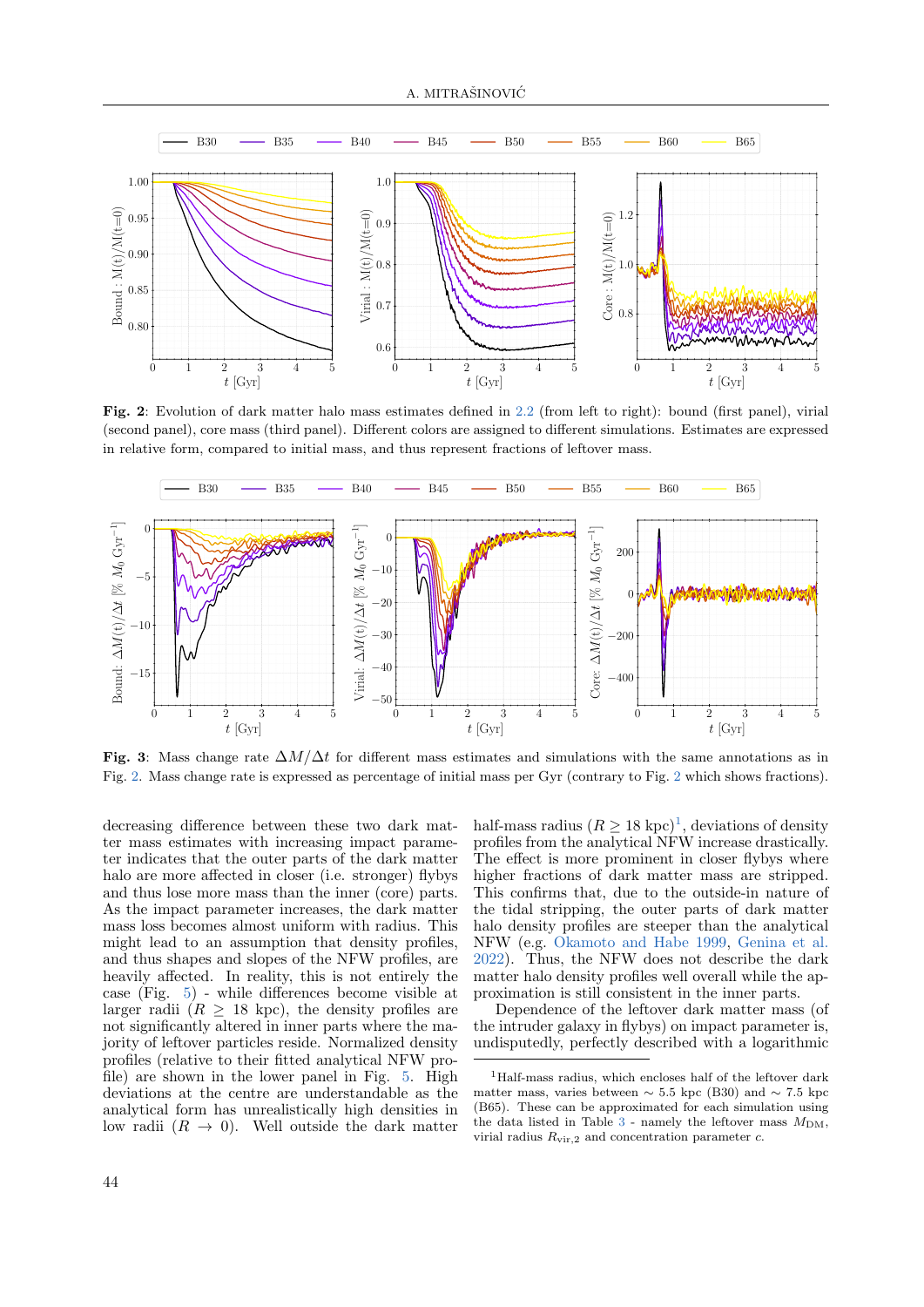**Fig. 2**: Evolution of dark matter halo mass estimates defined in 2.2 (from left to right): bound (first panel), virial (second panel), core mass (third panel). Different colors are assigned to different simulations. Estimates are expressed in relative form, compared to initial mass, and thus represent fractions of leftover mass.

**Fig. 3**: Mass change rate $\Delta M/\Delta t$ for different mass estimates and simulations with the same annotations as in Fig. 2. Mass change rate is expressed as percentage of initial mass per Gyr (contrary to Fig. 2 which shows fractions).

decreasing difference between these two dark matter mass estimates with increasing impact parameter indicates that the outer parts of the dark matter halo are more affected in closer (i.e. stronger) flybys and thus lose more mass than the inner (core) parts. As the impact parameter increases, the dark matter mass loss becomes almost uniform with radius. This might lead to an assumption that density profiles, and thus shapes and slopes of the NFW profiles, are heavily affected. In reality, this is not entirely the case (Fig. 5) - while differences become visible at larger radii ($R \geq 18$ kpc), the density profiles are not significantly altered in inner parts where the majority of leftover particles reside. Normalized density profiles (relative to their fitted analytical NFW profile) are shown in the lower panel in Fig. 5. High deviations at the centre are understandable as the analytical form has unrealistically high densities in low radii ($R \to 0$). Well outside the dark matter half-mass radius ($R \geq 18$ kpc)[1], deviations of density profiles from the analytical NFW increase drastically. The effect is more prominent in closer flybys where higher fractions of dark matter mass are stripped. This confirms that, due to the outside-in nature of the tidal stripping, the outer parts of dark matter halo density profiles are steeper than the analytical NFW (e.g. Okamoto and Habe 1999, Genina et al. 2022). Thus, the NFW does not describe the dark matter halo density profiles well overall while the approximation is still consistent in the inner parts.

Dependence of the leftover dark matter mass (of the intruder galaxy in flybys) on impact parameter is, undisputedly, perfectly described with a logarithmic

[1] Half-mass radius, which encloses half of the leftover dark matter mass, varies between $\sim 5.5$ kpc (B30) and $\sim 7.5$ kpc (B65). These can be approximated for each simulation using the data listed in Table 3 - namely the leftover mass $M_{\rm DM}$, virial radius $R_{\rm vir,2}$ and concentration parameter $c$.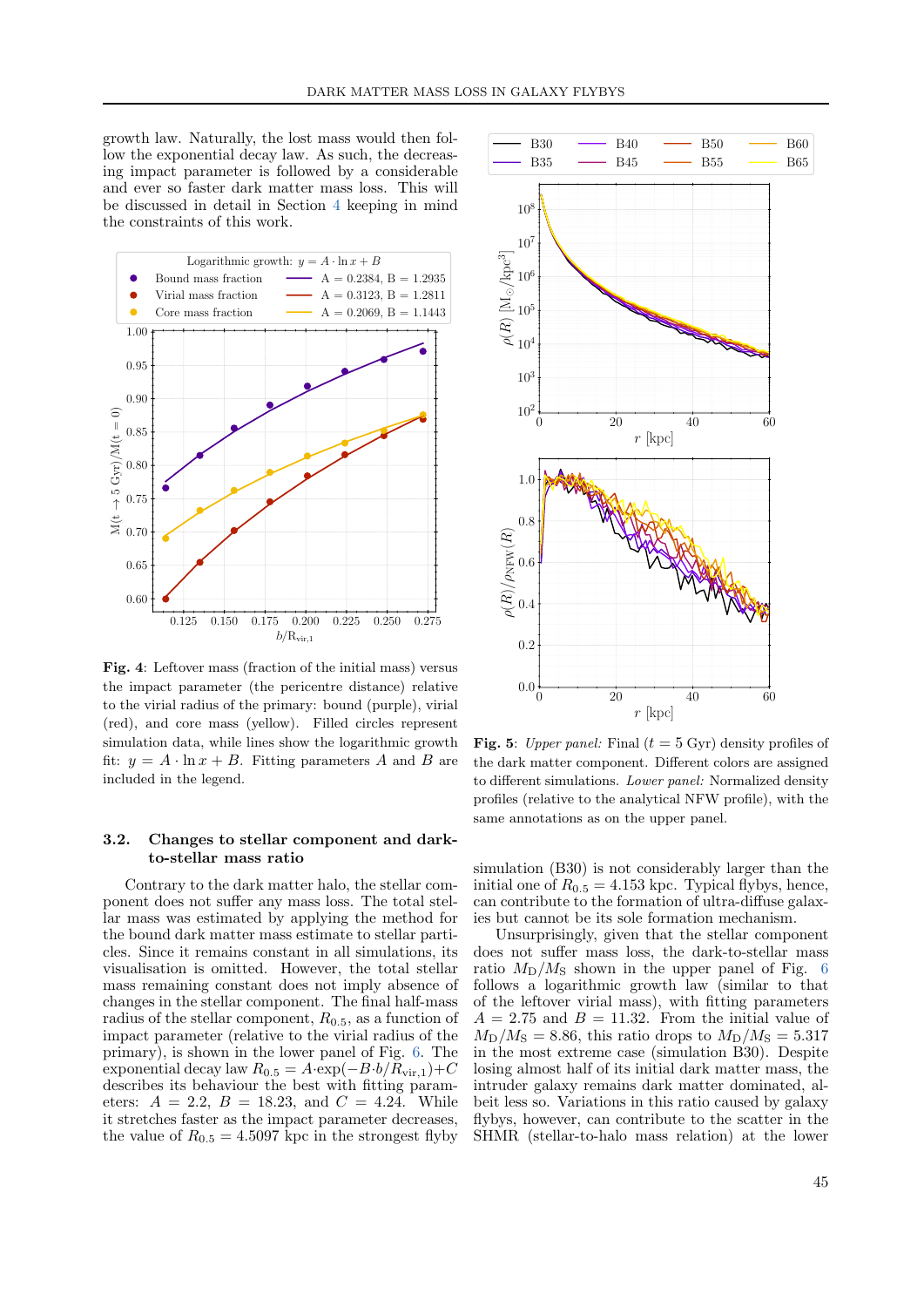growth law. Naturally, the lost mass would then follow the exponential decay law. As such, the decreasing impact parameter is followed by a considerable and ever so faster dark matter mass loss. This will be discussed in detail in Section 4 keeping in mind the constraints of this work.

**Fig. 4**: Leftover mass (fraction of the initial mass) versus the impact parameter (the pericentre distance) relative to the virial radius of the primary: bound (purple), virial (red), and core mass (yellow). Filled circles represent simulation data, while lines show the logarithmic growth fit: $y = A \cdot \ln x + B$. Fitting parameters $A$ and $B$ are included in the legend.

### 3.2. Changes to stellar component and dark-to-stellar mass ratio

Contrary to the dark matter halo, the stellar component does not suffer any mass loss. The total stellar mass was estimated by applying the method for the bound dark matter mass estimate to stellar particles. Since it remains constant in all simulations, its visualisation is omitted. However, the total stellar mass remaining constant does not imply absence of changes in the stellar component. The final half-mass radius of the stellar component, $R_{0.5}$, as a function of impact parameter (relative to the virial radius of the primary), is shown in the lower panel of Fig. 6. The exponential decay law $R_{0.5} = A{\cdot}\exp(-B{\cdot}b/R_{\mathrm{vir},1})+C$ describes its behaviour the best with fitting parameters: $A = 2.2$, $B = 18.23$, and $C = 4.24$. While it stretches faster as the impact parameter decreases, the value of $R_{0.5} = 4.5097$ kpc in the strongest flyby simulation (B30) is not considerably larger than the initial one of $R_{0.5} = 4.153$ kpc. Typical flybys, hence, can contribute to the formation of ultra-diffuse galaxies but cannot be its sole formation mechanism.

**Fig. 5**: *Upper panel:* Final ($t = 5$ Gyr) density profiles of the dark matter component. Different colors are assigned to different simulations. *Lower panel:* Normalized density profiles (relative to the analytical NFW profile), with the same annotations as on the upper panel.

Unsurprisingly, given that the stellar component does not suffer mass loss, the dark-to-stellar mass ratio $M_{\mathrm{D}}/M_{\mathrm{S}}$ shown in the upper panel of Fig. 6 follows a logarithmic growth law (similar to that of the leftover virial mass), with fitting parameters $A = 2.75$ and $B = 11.32$. From the initial value of $M_{\mathrm{D}}/M_{\mathrm{S}} = 8.86$, this ratio drops to $M_{\mathrm{D}}/M_{\mathrm{S}} = 5.317$ in the most extreme case (simulation B30). Despite losing almost half of its initial dark matter mass, the intruder galaxy remains dark matter dominated, albeit less so. Variations in this ratio caused by galaxy flybys, however, can contribute to the scatter in the SHMR (stellar-to-halo mass relation) at the lower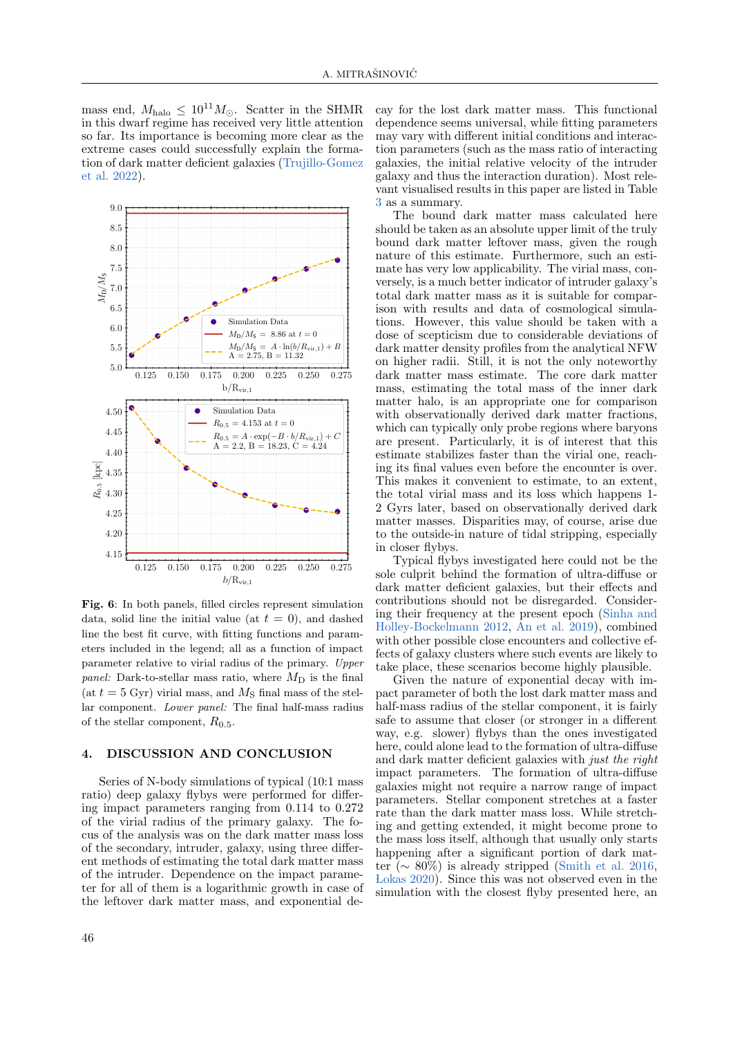mass end, $M_{\rm halo} \leq 10^{11} M_\odot$. Scatter in the SHMR in this dwarf regime has received very little attention so far. Its importance is becoming more clear as the extreme cases could successfully explain the formation of dark matter deficient galaxies (Trujillo-Gomez et al. 2022).

**Fig. 6**: In both panels, filled circles represent simulation data, solid line the initial value (at $t = 0$), and dashed line the best fit curve, with fitting functions and parameters included in the legend; all as a function of impact parameter relative to virial radius of the primary. *Upper panel:* Dark-to-stellar mass ratio, where $M_{\rm D}$ is the final (at $t = 5$ Gyr) virial mass, and $M_{\rm S}$ final mass of the stellar component. *Lower panel:* The final half-mass radius of the stellar component, $R_{0.5}$.

## 4. DISCUSSION AND CONCLUSION

Series of N-body simulations of typical (10:1 mass ratio) deep galaxy flybys were performed for differing impact parameters ranging from 0.114 to 0.272 of the virial radius of the primary galaxy. The focus of the analysis was on the dark matter mass loss of the secondary, intruder, galaxy, using three different methods of estimating the total dark matter mass of the intruder. Dependence on the impact parameter for all of them is a logarithmic growth in case of the leftover dark matter mass, and exponential decay for the lost dark matter mass. This functional dependence seems universal, while fitting parameters may vary with different initial conditions and interaction parameters (such as the mass ratio of interacting galaxies, the initial relative velocity of the intruder galaxy and thus the interaction duration). Most relevant visualised results in this paper are listed in Table 3 as a summary.

The bound dark matter mass calculated here should be taken as an absolute upper limit of the truly bound dark matter leftover mass, given the rough nature of this estimate. Furthermore, such an estimate has very low applicability. The virial mass, conversely, is a much better indicator of intruder galaxy's total dark matter mass as it is suitable for comparison with results and data of cosmological simulations. However, this value should be taken with a dose of scepticism due to considerable deviations of dark matter density profiles from the analytical NFW on higher radii. Still, it is not the only noteworthy dark matter mass estimate. The core dark matter mass, estimating the total mass of the inner dark matter halo, is an appropriate one for comparison with observationally derived dark matter fractions, which can typically only probe regions where baryons are present. Particularly, it is of interest that this estimate stabilizes faster than the virial one, reaching its final values even before the encounter is over. This makes it convenient to estimate, to an extent, the total virial mass and its loss which happens 1-2 Gyrs later, based on observationally derived dark matter masses. Disparities may, of course, arise due to the outside-in nature of tidal stripping, especially in closer flybys.

Typical flybys investigated here could not be the sole culprit behind the formation of ultra-diffuse or dark matter deficient galaxies, but their effects and contributions should not be disregarded. Considering their frequency at the present epoch (Sinha and Holley-Bockelmann 2012, An et al. 2019), combined with other possible close encounters and collective effects of galaxy clusters where such events are likely to take place, these scenarios become highly plausible.

Given the nature of exponential decay with impact parameter of both the lost dark matter mass and half-mass radius of the stellar component, it is fairly safe to assume that closer (or stronger in a different way, e.g. slower) flybys than the ones investigated here, could alone lead to the formation of ultra-diffuse and dark matter deficient galaxies with *just the right* impact parameters. The formation of ultra-diffuse galaxies might not require a narrow range of impact parameters. Stellar component stretches at a faster rate than the dark matter mass loss. While stretching and getting extended, it might become prone to the mass loss itself, although that usually only starts happening after a significant portion of dark matter ($\sim 80\%$) is already stripped (Smith et al. 2016, Lokas 2020). Since this was not observed even in the simulation with the closest flyby presented here, an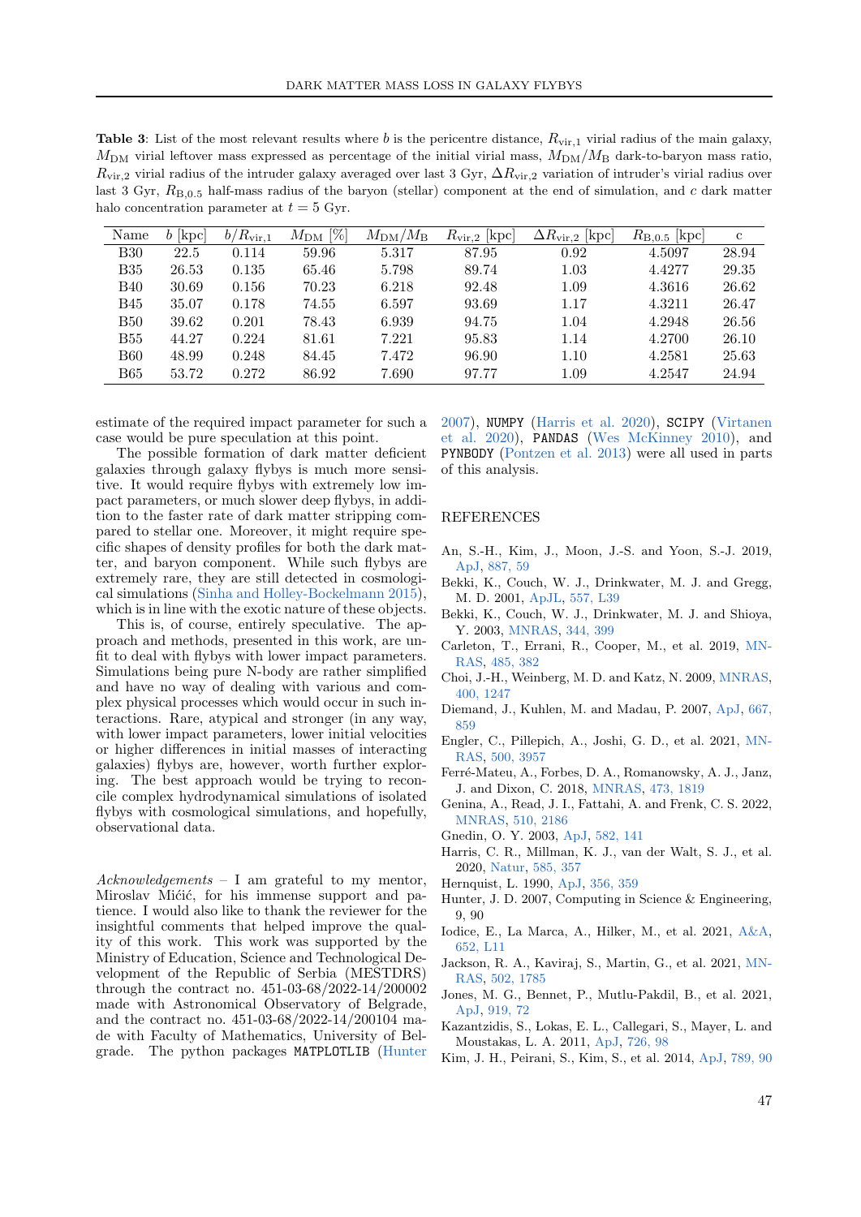**Table 3**: List of the most relevant results where $b$ is the pericentre distance, $R_{\mathrm{vir},1}$ virial radius of the main galaxy, $M_{\mathrm{DM}}$ virial leftover mass expressed as percentage of the initial virial mass, $M_{\mathrm{DM}}/M_{\mathrm{B}}$ dark-to-baryon mass ratio, $R_{\mathrm{vir},2}$ virial radius of the intruder galaxy averaged over last 3 Gyr, $\Delta R_{\mathrm{vir},2}$ variation of intruder's virial radius over last 3 Gyr, $R_{\mathrm{B},0.5}$ half-mass radius of the baryon (stellar) component at the end of simulation, and $c$ dark matter halo concentration parameter at $t = 5$ Gyr.

| Name | $b$ [kpc] | $b/R_{\mathrm{vir},1}$ | $M_{\mathrm{DM}}$ [%] | $M_{\mathrm{DM}}/M_{\mathrm{B}}$ | $R_{\mathrm{vir},2}$ [kpc] | $\Delta R_{\mathrm{vir},2}$ [kpc] | $R_{\mathrm{B},0.5}$ [kpc] | c |
|---|---|---|---|---|---|---|---|---|
| B30 | 22.5 | 0.114 | 59.96 | 5.317 | 87.95 | 0.92 | 4.5097 | 28.94 |
| B35 | 26.53 | 0.135 | 65.46 | 5.798 | 89.74 | 1.03 | 4.4277 | 29.35 |
| B40 | 30.69 | 0.156 | 70.23 | 6.218 | 92.48 | 1.09 | 4.3616 | 26.62 |
| B45 | 35.07 | 0.178 | 74.55 | 6.597 | 93.69 | 1.17 | 4.3211 | 26.47 |
| B50 | 39.62 | 0.201 | 78.43 | 6.939 | 94.75 | 1.04 | 4.2948 | 26.56 |
| B55 | 44.27 | 0.224 | 81.61 | 7.221 | 95.83 | 1.14 | 4.2700 | 26.10 |
| B60 | 48.99 | 0.248 | 84.45 | 7.472 | 96.90 | 1.10 | 4.2581 | 25.63 |
| B65 | 53.72 | 0.272 | 86.92 | 7.690 | 97.77 | 1.09 | 4.2547 | 24.94 |

estimate of the required impact parameter for such a case would be pure speculation at this point.

The possible formation of dark matter deficient galaxies through galaxy flybys is much more sensitive. It would require flybys with extremely low impact parameters, or much slower deep flybys, in addition to the faster rate of dark matter stripping compared to stellar one. Moreover, it might require specific shapes of density profiles for both the dark matter, and baryon component. While such flybys are extremely rare, they are still detected in cosmological simulations (Sinha and Holley-Bockelmann 2015), which is in line with the exotic nature of these objects.

This is, of course, entirely speculative. The approach and methods, presented in this work, are unfit to deal with flybys with lower impact parameters. Simulations being pure N-body are rather simplified and have no way of dealing with various and complex physical processes which would occur in such interactions. Rare, atypical and stronger (in any way, with lower impact parameters, lower initial velocities or higher differences in initial masses of interacting galaxies) flybys are, however, worth further exploring. The best approach would be trying to reconcile complex hydrodynamical simulations of isolated flybys with cosmological simulations, and hopefully, observational data.

*Acknowledgements* – I am grateful to my mentor, Miroslav Mićić, for his immense support and patience. I would also like to thank the reviewer for the insightful comments that helped improve the quality of this work. This work was supported by the Ministry of Education, Science and Technological Development of the Republic of Serbia (MESTDRS) through the contract no. 451-03-68/2022-14/200002 made with Astronomical Observatory of Belgrade, and the contract no. 451-03-68/2022-14/200104 made with Faculty of Mathematics, University of Belgrade. The python packages `MATPLOTLIB` (Hunter 2007), `NUMPY` (Harris et al. 2020), `SCIPY` (Virtanen et al. 2020), `PANDAS` (Wes McKinney 2010), and `PYNBODY` (Pontzen et al. 2013) were all used in parts of this analysis.

## REFERENCES

An, S.-H., Kim, J., Moon, J.-S. and Yoon, S.-J. 2019, ApJ, 887, 59

Bekki, K., Couch, W. J., Drinkwater, M. J. and Gregg, M. D. 2001, ApJL, 557, L39

Bekki, K., Couch, W. J., Drinkwater, M. J. and Shioya, Y. 2003, MNRAS, 344, 399

Carleton, T., Errani, R., Cooper, M., et al. 2019, MNRAS, 485, 382

Choi, J.-H., Weinberg, M. D. and Katz, N. 2009, MNRAS, 400, 1247

Diemand, J., Kuhlen, M. and Madau, P. 2007, ApJ, 667, 859

Engler, C., Pillepich, A., Joshi, G. D., et al. 2021, MNRAS, 500, 3957

Ferré-Mateu, A., Forbes, D. A., Romanowsky, A. J., Janz, J. and Dixon, C. 2018, MNRAS, 473, 1819

Genina, A., Read, J. I., Fattahi, A. and Frenk, C. S. 2022, MNRAS, 510, 2186

Gnedin, O. Y. 2003, ApJ, 582, 141

Harris, C. R., Millman, K. J., van der Walt, S. J., et al. 2020, Natur, 585, 357

Hernquist, L. 1990, ApJ, 356, 359

Hunter, J. D. 2007, Computing in Science & Engineering, 9, 90

Iodice, E., La Marca, A., Hilker, M., et al. 2021, A&A, 652, L11

Jackson, R. A., Kaviraj, S., Martin, G., et al. 2021, MNRAS, 502, 1785

Jones, M. G., Bennet, P., Mutlu-Pakdil, B., et al. 2021, ApJ, 919, 72

Kazantzidis, S., Lokas, E. L., Callegari, S., Mayer, L. and Moustakas, L. A. 2011, ApJ, 726, 98

Kim, J. H., Peirani, S., Kim, S., et al. 2014, ApJ, 789, 90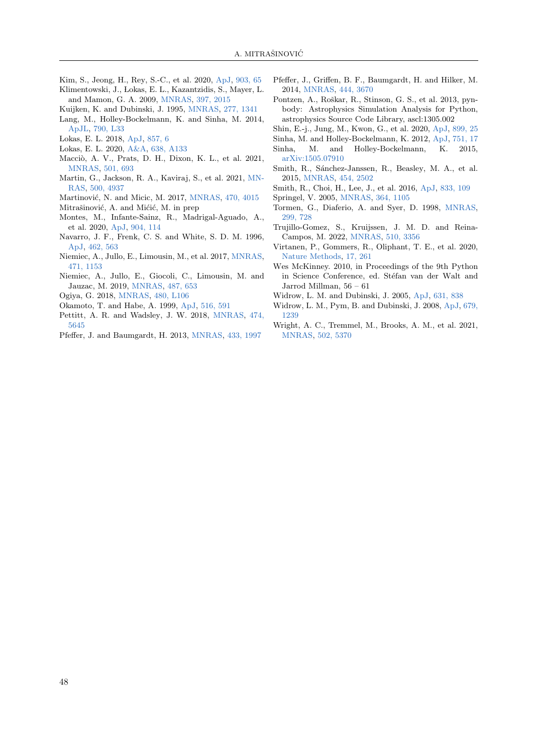Kim, S., Jeong, H., Rey, S.-C., et al. 2020, ApJ, 903, 65

Klimentowski, J., Łokas, E. L., Kazantzidis, S., Mayer, L. and Mamon, G. A. 2009, MNRAS, 397, 2015

Kuijken, K. and Dubinski, J. 1995, MNRAS, 277, 1341

Lang, M., Holley-Bockelmann, K. and Sinha, M. 2014, ApJL, 790, L33

Łokas, E. L. 2018, ApJ, 857, 6

Łokas, E. L. 2020, A&A, 638, A133

Macciò, A. V., Prats, D. H., Dixon, K. L., et al. 2021, MNRAS, 501, 693

Martin, G., Jackson, R. A., Kaviraj, S., et al. 2021, MNRAS, 500, 4937

Martinović, N. and Micic, M. 2017, MNRAS, 470, 4015

Mitrašinović, A. and Mićić, M. in prep

Montes, M., Infante-Sainz, R., Madrigal-Aguado, A., et al. 2020, ApJ, 904, 114

Navarro, J. F., Frenk, C. S. and White, S. D. M. 1996, ApJ, 462, 563

Niemiec, A., Jullo, E., Limousin, M., et al. 2017, MNRAS, 471, 1153

Niemiec, A., Jullo, E., Giocoli, C., Limousin, M. and Jauzac, M. 2019, MNRAS, 487, 653

Ogiya, G. 2018, MNRAS, 480, L106

Okamoto, T. and Habe, A. 1999, ApJ, 516, 591

Pettitt, A. R. and Wadsley, J. W. 2018, MNRAS, 474, 5645

Pfeffer, J. and Baumgardt, H. 2013, MNRAS, 433, 1997

Pfeffer, J., Griffen, B. F., Baumgardt, H. and Hilker, M. 2014, MNRAS, 444, 3670

Pontzen, A., Roškar, R., Stinson, G. S., et al. 2013, pynbody: Astrophysics Simulation Analysis for Python, astrophysics Source Code Library, ascl:1305.002

Shin, E.-j., Jung, M., Kwon, G., et al. 2020, ApJ, 899, 25

Sinha, M. and Holley-Bockelmann, K. 2012, ApJ, 751, 17

Sinha, M. and Holley-Bockelmann, K. 2015, arXiv:1505.07910

Smith, R., Sánchez-Janssen, R., Beasley, M. A., et al. 2015, MNRAS, 454, 2502

Smith, R., Choi, H., Lee, J., et al. 2016, ApJ, 833, 109

Springel, V. 2005, MNRAS, 364, 1105

Tormen, G., Diaferio, A. and Syer, D. 1998, MNRAS, 299, 728

Trujillo-Gomez, S., Kruijssen, J. M. D. and Reina-Campos, M. 2022, MNRAS, 510, 3356

Virtanen, P., Gommers, R., Oliphant, T. E., et al. 2020, Nature Methods, 17, 261

Wes McKinney. 2010, in Proceedings of the 9th Python in Science Conference, ed. Stéfan van der Walt and Jarrod Millman, 56 – 61

Widrow, L. M. and Dubinski, J. 2005, ApJ, 631, 838

Widrow, L. M., Pym, B. and Dubinski, J. 2008, ApJ, 679, 1239

Wright, A. C., Tremmel, M., Brooks, A. M., et al. 2021, MNRAS, 502, 5370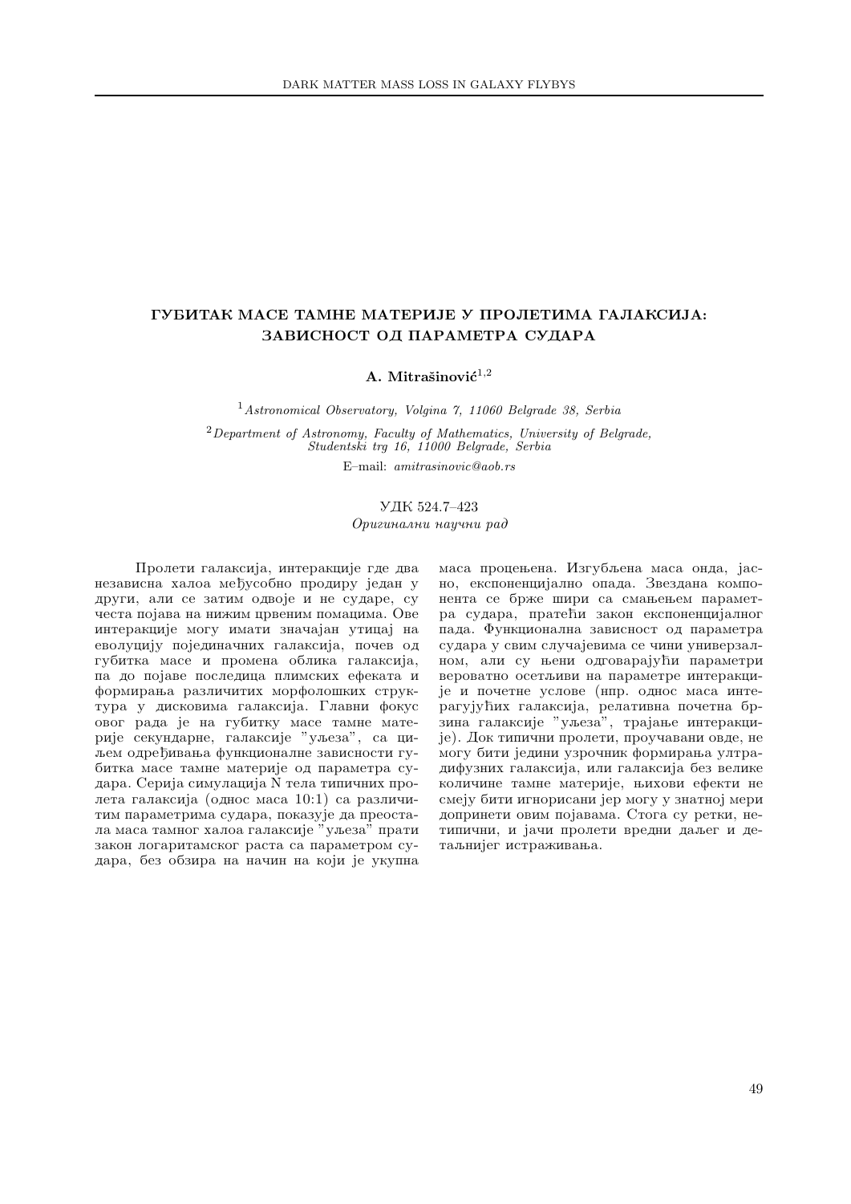# ГУБИТАК МАСЕ ТАМНЕ МАТЕРИЈЕ У ПРОЛЕТИМА ГАЛАКСИЈА: ЗАВИСНОСТ ОД ПАРАМЕТРА СУДАРА

**A. Mitrašinović**[1,2]

[1] *Astronomical Observatory, Volgina 7, 11060 Belgrade 38, Serbia*

[2] *Department of Astronomy, Faculty of Mathematics, University of Belgrade, Studentski trg 16, 11000 Belgrade, Serbia*

E–mail: *amitrasinovic@aob.rs*

УДК 524.7–423

*Оригинални научни рад*

Пролети галаксија, интеракције где два независна халоа међусобно продиру један у други, али се затим одвоје и не сударе, су честа појава на нижим црвеним помацима. Ове интеракције могу имати значајан утицај на еволуцију појединачних галаксија, почев од губитка масе и промена облика галаксија, па до појаве последица плимских ефеката и формирања различитих морфолошких структура у дисковима галаксија. Главни фокус овог рада је на губитку масе тамне материје секундарне, галаксије "уљеза", са циљем одређивања функционалне зависности губитка масе тамне материје од параметра судара. Серија симулација N тела типичних пролета галаксија (однос маса 10:1) са различитим параметрима судара, показује да преостала маса тамног халоа галаксије "уљеза" прати закон логаритамског раста са параметром судара, без обзира на начин на који је укупна маса процењена. Изгубљена маса онда, јасно, експоненцијално опада. Звездана компонента се брже шири са смањењем параметра судара, пратећи закон експоненцијалног пада. Функционална зависност од параметра судара у свим случајевима се чини универзалном, али су њени одговарајући параметри вероватно осетљиви на параметре интеракције и почетне услове (нпр. однос маса интерагујућих галаксија, релативна почетна брзина галаксије "уљеза", трајање интеракције). Док типични пролети, проучавани овде, не могу бити једини узрочник формирања ултрадифузних галаксија, или галаксија без велике количине тамне материје, њихови ефекти не смеју бити игнорисани јер могу у знатној мери допринети овим појавама. Стога су ретки, нетипични, и јачи пролети вредни даљег и детаљнијег истраживања.